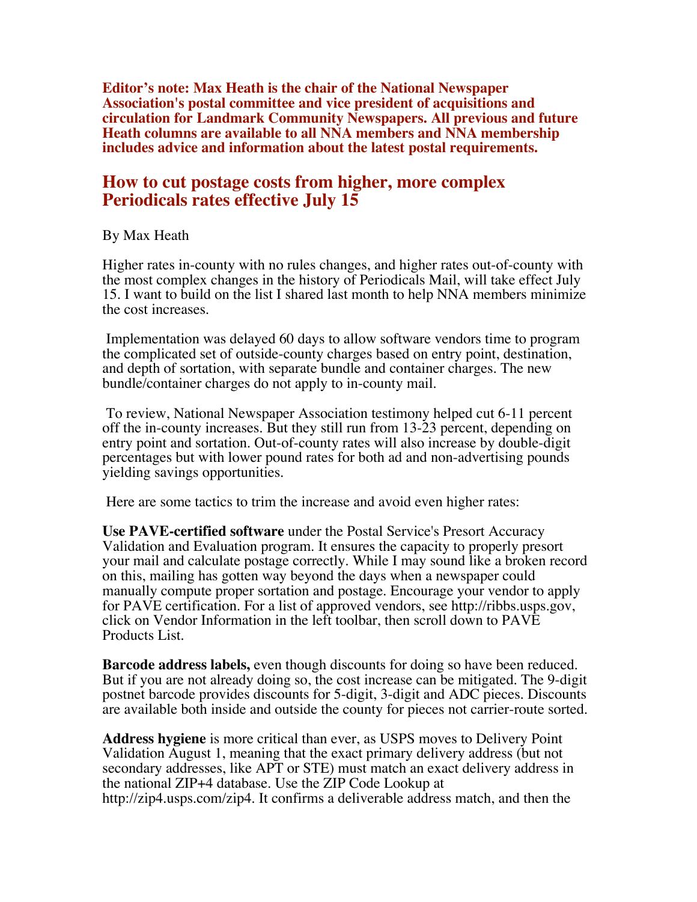**Editor's note: Max Heath is the chair of the National Newspaper Association's postal committee and vice president of acquisitions and circulation for Landmark Community Newspapers. All previous and future Heath columns are available to all NNA members and NNA membership includes advice and information about the latest postal requirements.**

## How to cut postage costs from higher, more complex Periodicals rates effective July 15

By Max Heath

Higher rates in-county with no rules changes, and higher rates out-of-county with the most complex changes in the history of Periodicals Mail, will take effect July 15. I want to build on the list I shared last month to help NNA members minimize the cost increases.

Implementation was delayed 60 days to allow software vendors time to program the complicated set of outside-county charges based on entry point, destination, and depth of sortation, with separate bundle and container charges. The new bundle/container charges do not apply to in-county mail.

To review, National Newspaper Association testimony helped cut 6-11 percent off the in-county increases. But they still run from 13-23 percent, depending on entry point and sortation. Out-of-county rates will also increase by double-digit percentages but with lower pound rates for both ad and non-advertising pounds yielding savings opportunities.

Here are some tactics to trim the increase and avoid even higher rates:

**Use PAVE-certified software** under the Postal Service's Presort Accuracy Validation and Evaluation program. It ensures the capacity to properly presort your mail and calculate postage correctly. While I may sound like a broken record on this, mailing has gotten way beyond the days when a newspaper could manually compute proper sortation and postage. Encourage your vendor to apply for PAVE certification. For a list of approved vendors, see http://ribbs.usps.gov, click on Vendor Information in the left toolbar, then scroll down to PAVE Products List.

**Barcode address labels,** even though discounts for doing so have been reduced. But if you are not already doing so, the cost increase can be mitigated. The 9-digit postnet barcode provides discounts for 5-digit, 3-digit and ADC pieces. Discounts are available both inside and outside the county for pieces not carrier-route sorted.

**Address hygiene** is more critical than ever, as USPS moves to Delivery Point Validation August 1, meaning that the exact primary delivery address (but not secondary addresses, like APT or STE) must match an exact delivery address in the national ZIP+4 database. Use the ZIP Code Lookup at http://zip4.usps.com/zip4. It confirms a deliverable address match, and then the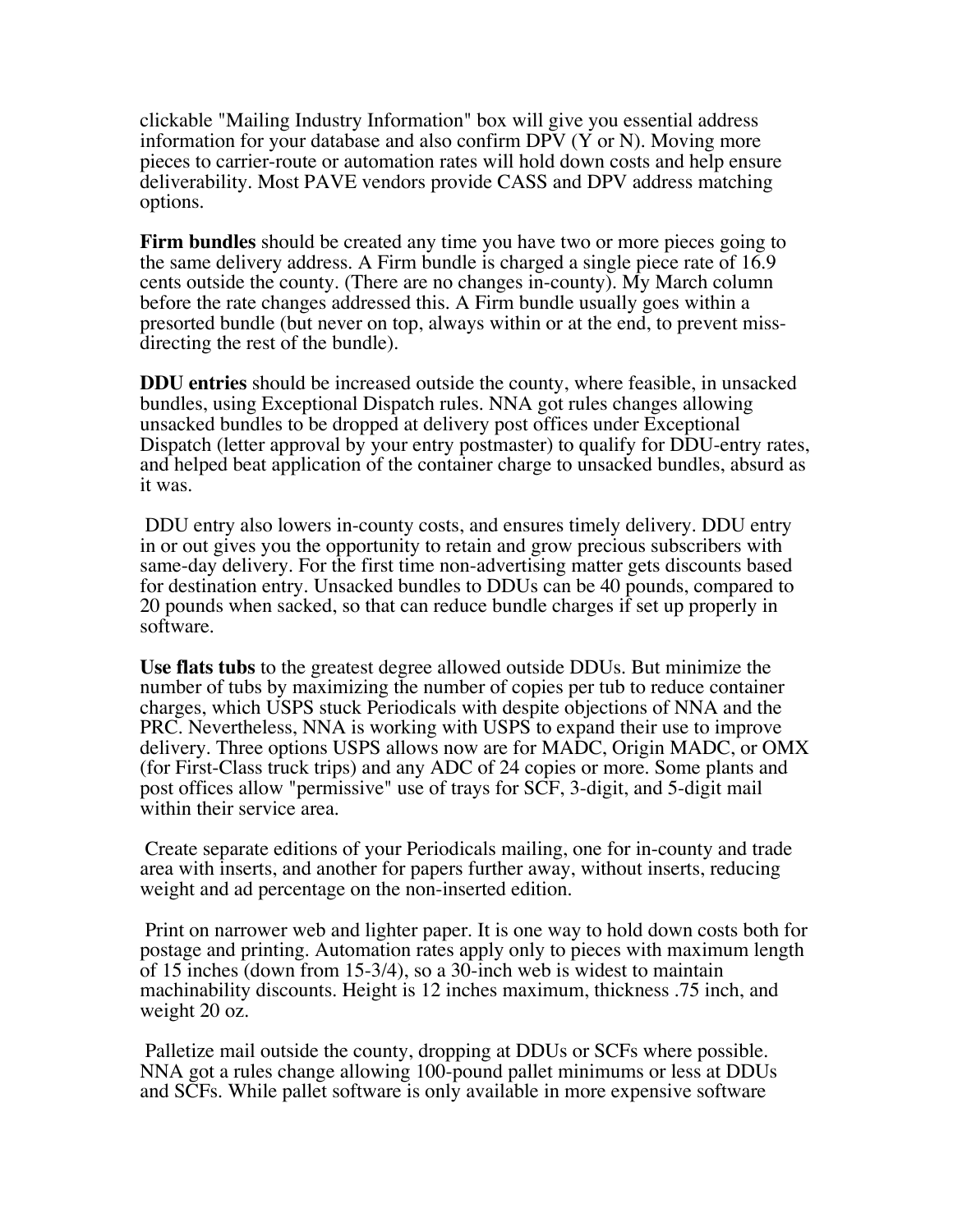clickable "Mailing Industry Information" box will give you essential address information for your database and also confirm DPV (Y or N). Moving more pieces to carrier-route or automation rates will hold down costs and help ensure deliverability. Most PAVE vendors provide CASS and DPV address matching options.

**Firm bundles** should be created any time you have two or more pieces going to the same delivery address. A Firm bundle is charged a single piece rate of 16.9 cents outside the county. (There are no changes in-county). My March column before the rate changes addressed this. A Firm bundle usually goes within a presorted bundle (but never on top, always within or at the end, to prevent miss-directing the rest of the bundle).

**DDU entries** should be increased outside the county, where feasible, in unsacked bundles, using Exceptional Dispatch rules. NNA got rules changes allowing unsacked bundles to be dropped at delivery post offices under Exceptional Dispatch (letter approval by your entry postmaster) to qualify for DDU-entry rates, and helped beat application of the container charge to unsacked bundles, absurd as it was.

DDU entry also lowers in-county costs, and ensures timely delivery. DDU entry in or out gives you the opportunity to retain and grow precious subscribers with same-day delivery. For the first time non-advertising matter gets discounts based for destination entry. Unsacked bundles to DDUs can be 40 pounds, compared to 20 pounds when sacked, so that can reduce bundle charges if set up properly in software.

**Use flats tubs** to the greatest degree allowed outside DDUs. But minimize the number of tubs by maximizing the number of copies per tub to reduce container charges, which USPS stuck Periodicals with despite objections of NNA and the PRC. Nevertheless, NNA is working with USPS to expand their use to improve delivery. Three options USPS allows now are for MADC, Origin MADC, or OMX (for First-Class truck trips) and any ADC of 24 copies or more. Some plants and post offices allow "permissive" use of trays for SCF, 3-digit, and 5-digit mail within their service area.

Create separate editions of your Periodicals mailing, one for in-county and trade area with inserts, and another for papers further away, without inserts, reducing weight and ad percentage on the non-inserted edition.

Print on narrower web and lighter paper. It is one way to hold down costs both for postage and printing. Automation rates apply only to pieces with maximum length of 15 inches (down from 15-3/4), so a 30-inch web is widest to maintain machinability discounts. Height is 12 inches maximum, thickness .75 inch, and weight 20 oz.

Palletize mail outside the county, dropping at DDUs or SCFs where possible. NNA got a rules change allowing 100-pound pallet minimums or less at DDUs and SCFs. While pallet software is only available in more expensive software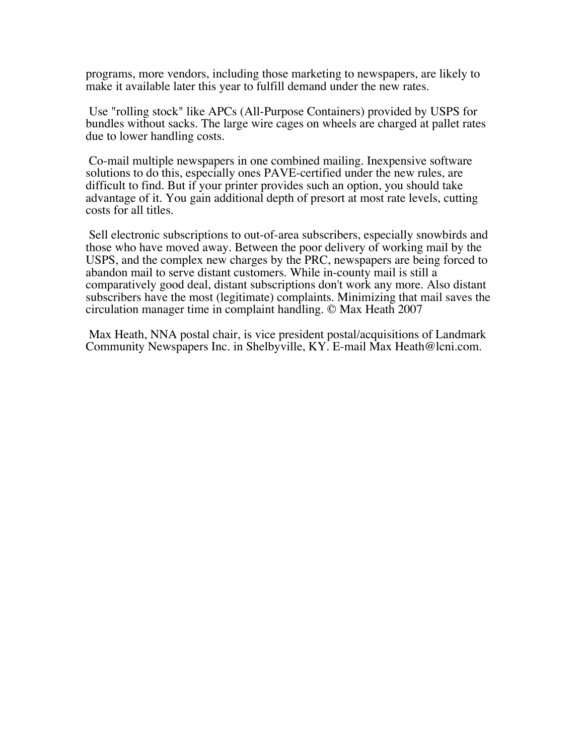programs, more vendors, including those marketing to newspapers, are likely to make it available later this year to fulfill demand under the new rates.

Use "rolling stock" like APCs (All-Purpose Containers) provided by USPS for bundles without sacks. The large wire cages on wheels are charged at pallet rates due to lower handling costs.

Co-mail multiple newspapers in one combined mailing. Inexpensive software solutions to do this, especially ones PAVE-certified under the new rules, are difficult to find. But if your printer provides such an option, you should take advantage of it. You gain additional depth of presort at most rate levels, cutting costs for all titles.

Sell electronic subscriptions to out-of-area subscribers, especially snowbirds and those who have moved away. Between the poor delivery of working mail by the USPS, and the complex new charges by the PRC, newspapers are being forced to abandon mail to serve distant customers. While in-county mail is still a comparatively good deal, distant subscriptions don't work any more. Also distant subscribers have the most (legitimate) complaints. Minimizing that mail saves the circulation manager time in complaint handling. © Max Heath 2007

Max Heath, NNA postal chair, is vice president postal/acquisitions of Landmark Community Newspapers Inc. in Shelbyville, KY. E-mail Max Heath@lcni.com.